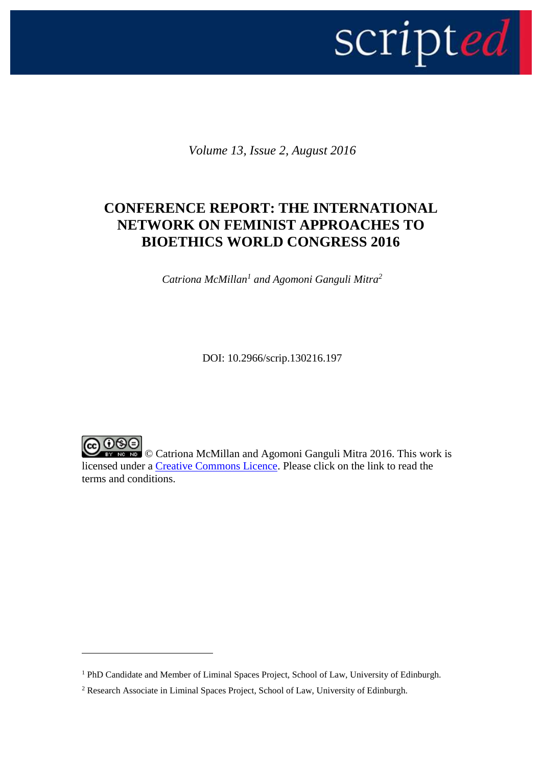*Volume 13, Issue 2, August 2016*

# CONFERENCE REPORT: THE INTERNATIONAL NETWORK ON FEMINIST APPROACHES TO BIOETHICS WORLD CONGRESS 2016

*Catriona McMillan[1] and Agomoni Ganguli Mitra[2]*

DOI: 10.2966/scrip.130216.197

© Catriona McMillan and Agomoni Ganguli Mitra 2016. This work is licensed under a Creative Commons Licence. Please click on the link to read the terms and conditions.

---

[1] PhD Candidate and Member of Liminal Spaces Project, School of Law, University of Edinburgh.

[2] Research Associate in Liminal Spaces Project, School of Law, University of Edinburgh.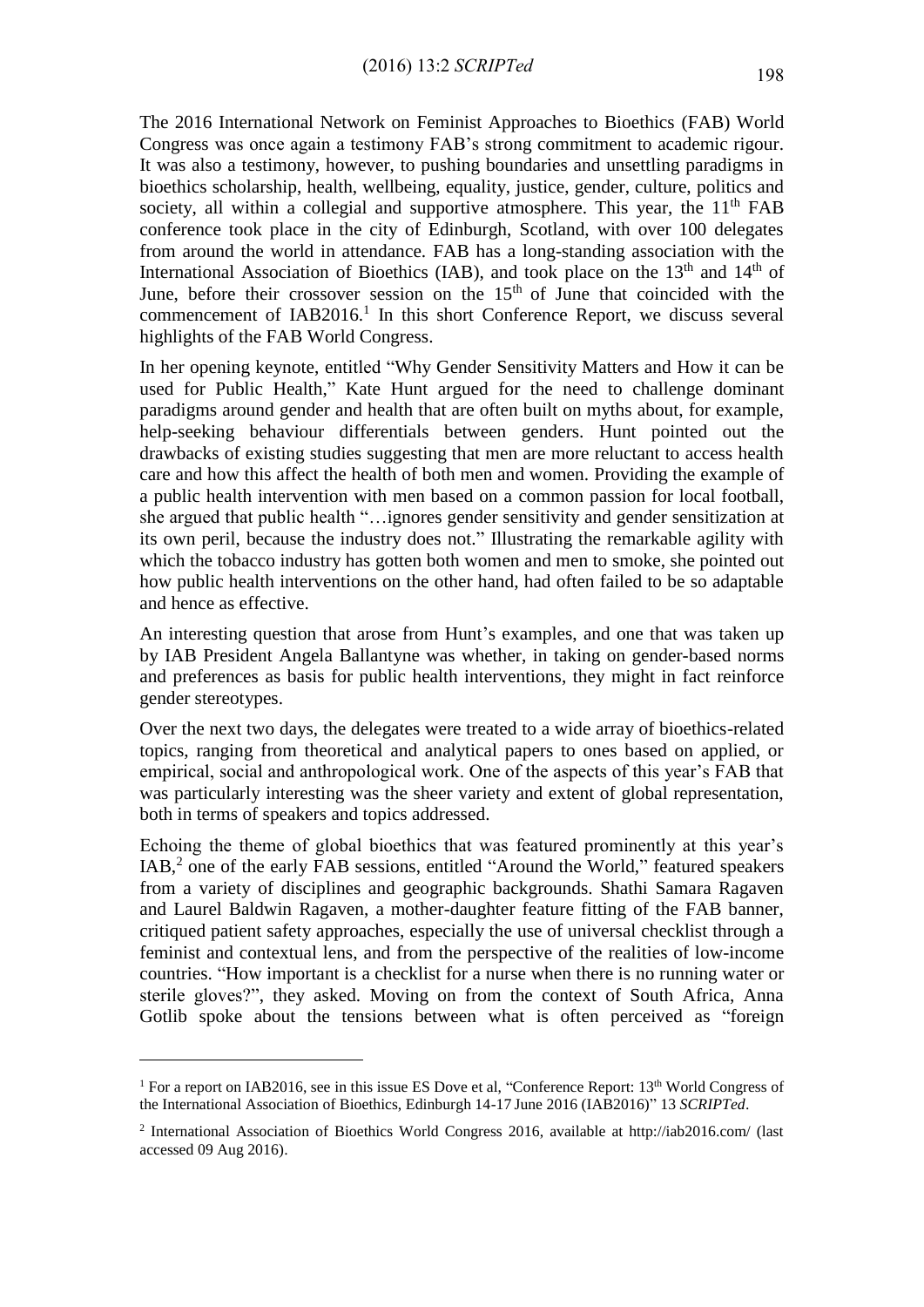The 2016 International Network on Feminist Approaches to Bioethics (FAB) World Congress was once again a testimony FAB's strong commitment to academic rigour. It was also a testimony, however, to pushing boundaries and unsettling paradigms in bioethics scholarship, health, wellbeing, equality, justice, gender, culture, politics and society, all within a collegial and supportive atmosphere. This year, the 11th FAB conference took place in the city of Edinburgh, Scotland, with over 100 delegates from around the world in attendance. FAB has a long-standing association with the International Association of Bioethics (IAB), and took place on the 13th and 14th of June, before their crossover session on the 15th of June that coincided with the commencement of IAB2016.[1] In this short Conference Report, we discuss several highlights of the FAB World Congress.

In her opening keynote, entitled "Why Gender Sensitivity Matters and How it can be used for Public Health," Kate Hunt argued for the need to challenge dominant paradigms around gender and health that are often built on myths about, for example, help-seeking behaviour differentials between genders. Hunt pointed out the drawbacks of existing studies suggesting that men are more reluctant to access health care and how this affect the health of both men and women. Providing the example of a public health intervention with men based on a common passion for local football, she argued that public health "…ignores gender sensitivity and gender sensitization at its own peril, because the industry does not." Illustrating the remarkable agility with which the tobacco industry has gotten both women and men to smoke, she pointed out how public health interventions on the other hand, had often failed to be so adaptable and hence as effective.

An interesting question that arose from Hunt's examples, and one that was taken up by IAB President Angela Ballantyne was whether, in taking on gender-based norms and preferences as basis for public health interventions, they might in fact reinforce gender stereotypes.

Over the next two days, the delegates were treated to a wide array of bioethics-related topics, ranging from theoretical and analytical papers to ones based on applied, or empirical, social and anthropological work. One of the aspects of this year's FAB that was particularly interesting was the sheer variety and extent of global representation, both in terms of speakers and topics addressed.

Echoing the theme of global bioethics that was featured prominently at this year's IAB,[2] one of the early FAB sessions, entitled "Around the World," featured speakers from a variety of disciplines and geographic backgrounds. Shathi Samara Ragaven and Laurel Baldwin Ragaven, a mother-daughter feature fitting of the FAB banner, critiqued patient safety approaches, especially the use of universal checklist through a feminist and contextual lens, and from the perspective of the realities of low-income countries. "How important is a checklist for a nurse when there is no running water or sterile gloves?", they asked. Moving on from the context of South Africa, Anna Gotlib spoke about the tensions between what is often perceived as "foreign

[1] For a report on IAB2016, see in this issue ES Dove et al, "Conference Report: 13th World Congress of the International Association of Bioethics, Edinburgh 14-17 June 2016 (IAB2016)" 13 *SCRIPTed*.

[2] International Association of Bioethics World Congress 2016, available at http://iab2016.com/ (last accessed 09 Aug 2016).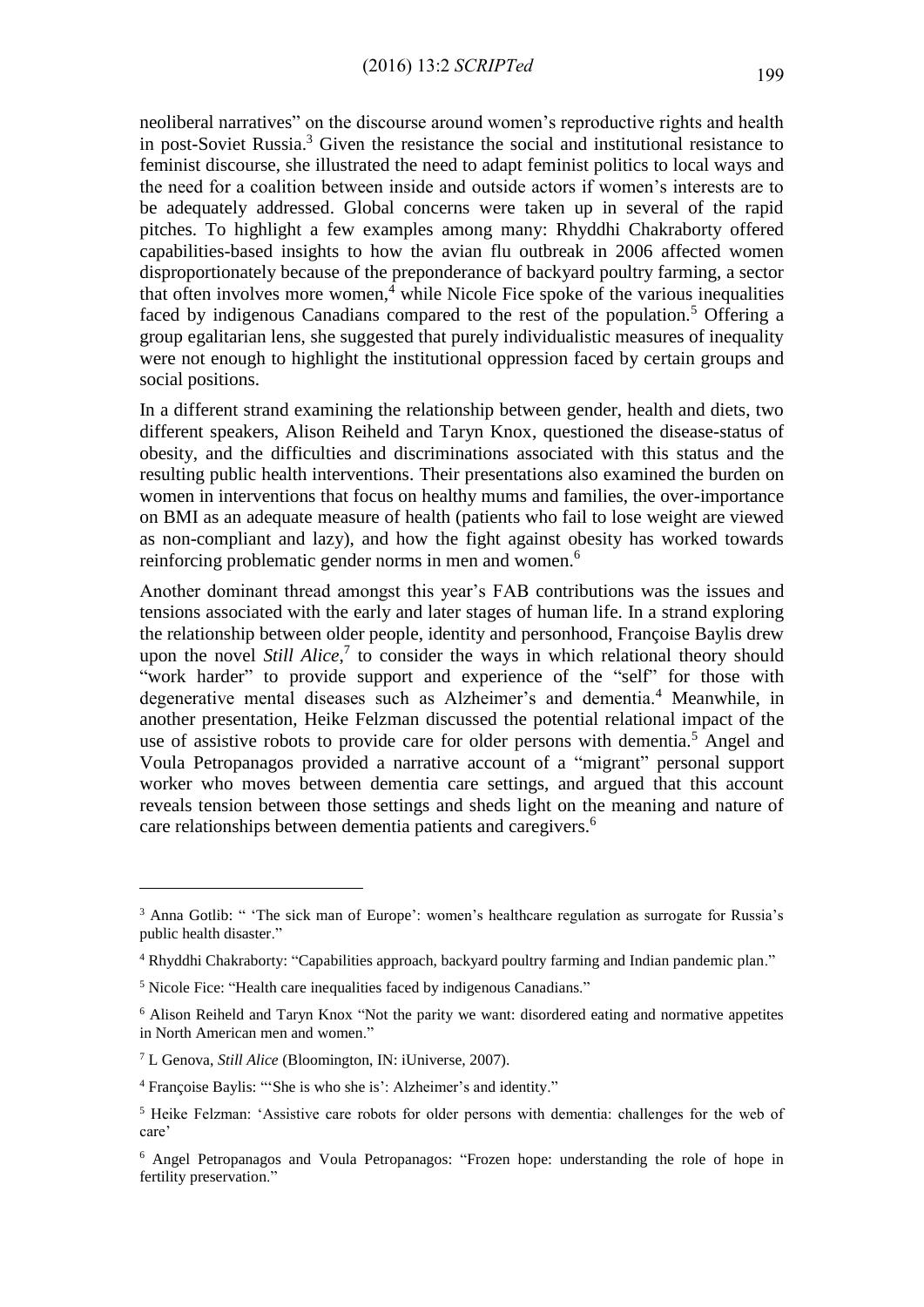neoliberal narratives" on the discourse around women's reproductive rights and health in post-Soviet Russia.[3] Given the resistance the social and institutional resistance to feminist discourse, she illustrated the need to adapt feminist politics to local ways and the need for a coalition between inside and outside actors if women's interests are to be adequately addressed. Global concerns were taken up in several of the rapid pitches. To highlight a few examples among many: Rhyddhi Chakraborty offered capabilities-based insights to how the avian flu outbreak in 2006 affected women disproportionately because of the preponderance of backyard poultry farming, a sector that often involves more women,[4] while Nicole Fice spoke of the various inequalities faced by indigenous Canadians compared to the rest of the population.[5] Offering a group egalitarian lens, she suggested that purely individualistic measures of inequality were not enough to highlight the institutional oppression faced by certain groups and social positions.

In a different strand examining the relationship between gender, health and diets, two different speakers, Alison Reiheld and Taryn Knox, questioned the disease-status of obesity, and the difficulties and discriminations associated with this status and the resulting public health interventions. Their presentations also examined the burden on women in interventions that focus on healthy mums and families, the over-importance on BMI as an adequate measure of health (patients who fail to lose weight are viewed as non-compliant and lazy), and how the fight against obesity has worked towards reinforcing problematic gender norms in men and women.[6]

Another dominant thread amongst this year's FAB contributions was the issues and tensions associated with the early and later stages of human life. In a strand exploring the relationship between older people, identity and personhood, Françoise Baylis drew upon the novel *Still Alice*,[7] to consider the ways in which relational theory should "work harder" to provide support and experience of the "self" for those with degenerative mental diseases such as Alzheimer's and dementia.[4] Meanwhile, in another presentation, Heike Felzman discussed the potential relational impact of the use of assistive robots to provide care for older persons with dementia.[5] Angel and Voula Petropanagos provided a narrative account of a "migrant" personal support worker who moves between dementia care settings, and argued that this account reveals tension between those settings and sheds light on the meaning and nature of care relationships between dementia patients and caregivers.[6]

---

[3] Anna Gotlib: " 'The sick man of Europe': women's healthcare regulation as surrogate for Russia's public health disaster."

[4] Rhyddhi Chakraborty: "Capabilities approach, backyard poultry farming and Indian pandemic plan."

[5] Nicole Fice: "Health care inequalities faced by indigenous Canadians."

[6] Alison Reiheld and Taryn Knox "Not the parity we want: disordered eating and normative appetites in North American men and women."

[7] L Genova, *Still Alice* (Bloomington, IN: iUniverse, 2007).

[4] Françoise Baylis: "'She is who she is': Alzheimer's and identity."

[5] Heike Felzman: 'Assistive care robots for older persons with dementia: challenges for the web of care'

[6] Angel Petropanagos and Voula Petropanagos: "Frozen hope: understanding the role of hope in fertility preservation."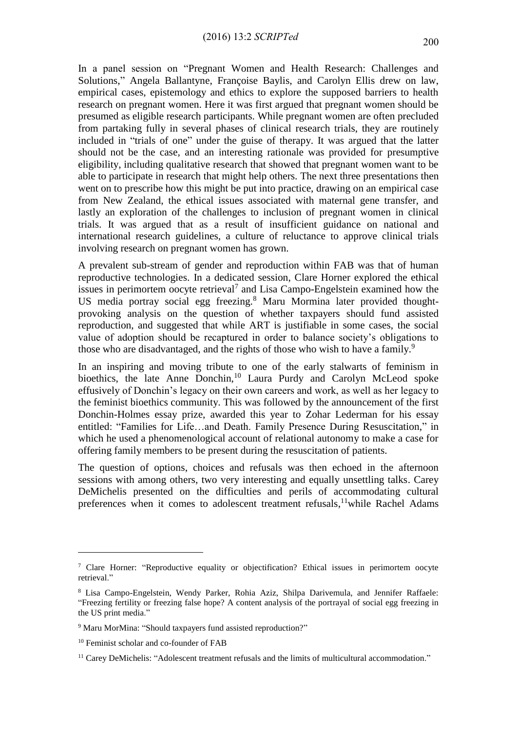In a panel session on "Pregnant Women and Health Research: Challenges and Solutions," Angela Ballantyne, Françoise Baylis, and Carolyn Ellis drew on law, empirical cases, epistemology and ethics to explore the supposed barriers to health research on pregnant women. Here it was first argued that pregnant women should be presumed as eligible research participants. While pregnant women are often precluded from partaking fully in several phases of clinical research trials, they are routinely included in "trials of one" under the guise of therapy. It was argued that the latter should not be the case, and an interesting rationale was provided for presumptive eligibility, including qualitative research that showed that pregnant women want to be able to participate in research that might help others. The next three presentations then went on to prescribe how this might be put into practice, drawing on an empirical case from New Zealand, the ethical issues associated with maternal gene transfer, and lastly an exploration of the challenges to inclusion of pregnant women in clinical trials. It was argued that as a result of insufficient guidance on national and international research guidelines, a culture of reluctance to approve clinical trials involving research on pregnant women has grown.

A prevalent sub-stream of gender and reproduction within FAB was that of human reproductive technologies. In a dedicated session, Clare Horner explored the ethical issues in perimortem oocyte retrieval[7] and Lisa Campo-Engelstein examined how the US media portray social egg freezing.[8] Maru Mormina later provided thought-provoking analysis on the question of whether taxpayers should fund assisted reproduction, and suggested that while ART is justifiable in some cases, the social value of adoption should be recaptured in order to balance society's obligations to those who are disadvantaged, and the rights of those who wish to have a family.[9]

In an inspiring and moving tribute to one of the early stalwarts of feminism in bioethics, the late Anne Donchin,[10] Laura Purdy and Carolyn McLeod spoke effusively of Donchin's legacy on their own careers and work, as well as her legacy to the feminist bioethics community. This was followed by the announcement of the first Donchin-Holmes essay prize, awarded this year to Zohar Lederman for his essay entitled: "Families for Life…and Death. Family Presence During Resuscitation," in which he used a phenomenological account of relational autonomy to make a case for offering family members to be present during the resuscitation of patients.

The question of options, choices and refusals was then echoed in the afternoon sessions with among others, two very interesting and equally unsettling talks. Carey DeMichelis presented on the difficulties and perils of accommodating cultural preferences when it comes to adolescent treatment refusals,[11]while Rachel Adams

---

[7] Clare Horner: "Reproductive equality or objectification? Ethical issues in perimortem oocyte retrieval."

[8] Lisa Campo-Engelstein, Wendy Parker, Rohia Aziz, Shilpa Darivemula, and Jennifer Raffaele: "Freezing fertility or freezing false hope? A content analysis of the portrayal of social egg freezing in the US print media."

[9] Maru MorMina: "Should taxpayers fund assisted reproduction?"

[10] Feminist scholar and co-founder of FAB

[11] Carey DeMichelis: "Adolescent treatment refusals and the limits of multicultural accommodation."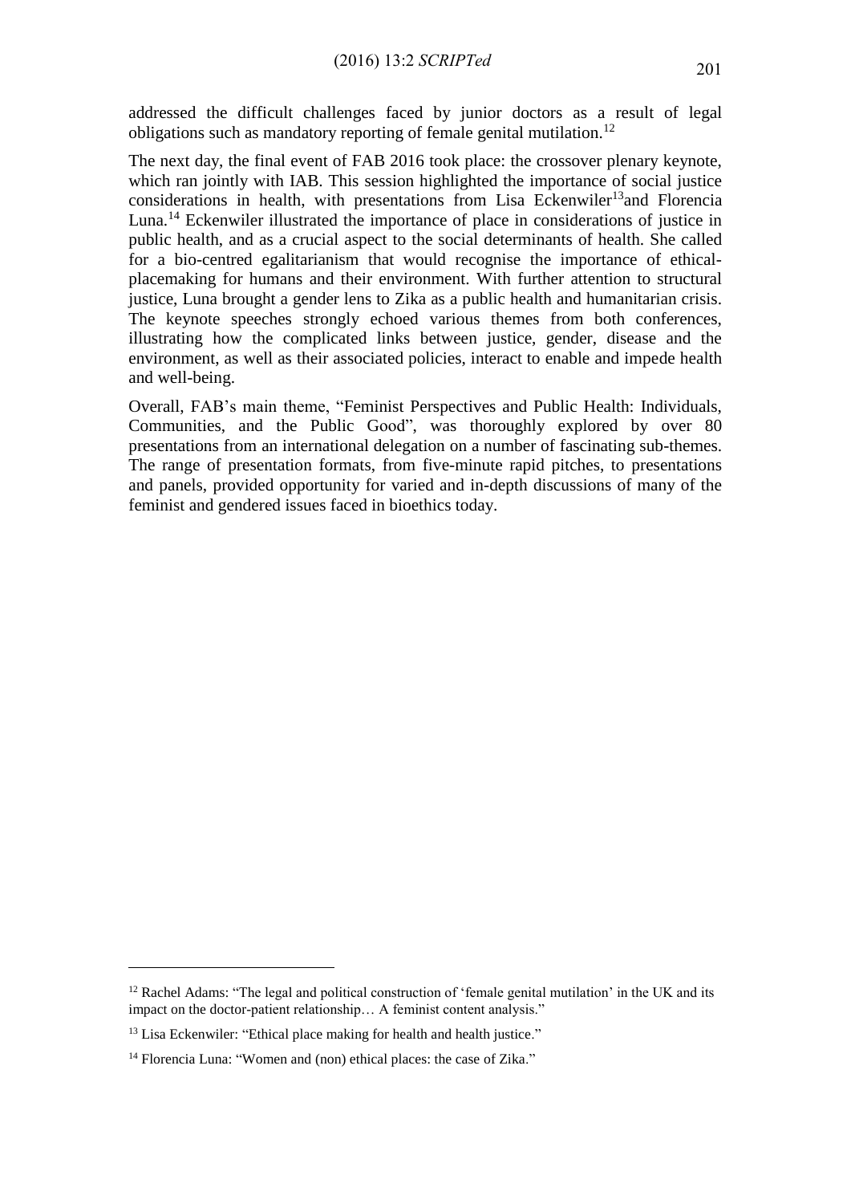addressed the difficult challenges faced by junior doctors as a result of legal obligations such as mandatory reporting of female genital mutilation.[12]

The next day, the final event of FAB 2016 took place: the crossover plenary keynote, which ran jointly with IAB. This session highlighted the importance of social justice considerations in health, with presentations from Lisa Eckenwiler[13]and Florencia Luna.[14] Eckenwiler illustrated the importance of place in considerations of justice in public health, and as a crucial aspect to the social determinants of health. She called for a bio-centred egalitarianism that would recognise the importance of ethical-placemaking for humans and their environment. With further attention to structural justice, Luna brought a gender lens to Zika as a public health and humanitarian crisis. The keynote speeches strongly echoed various themes from both conferences, illustrating how the complicated links between justice, gender, disease and the environment, as well as their associated policies, interact to enable and impede health and well-being.

Overall, FAB's main theme, "Feminist Perspectives and Public Health: Individuals, Communities, and the Public Good", was thoroughly explored by over 80 presentations from an international delegation on a number of fascinating sub-themes. The range of presentation formats, from five-minute rapid pitches, to presentations and panels, provided opportunity for varied and in-depth discussions of many of the feminist and gendered issues faced in bioethics today.

---

[12] Rachel Adams: "The legal and political construction of 'female genital mutilation' in the UK and its impact on the doctor-patient relationship… A feminist content analysis."

[13] Lisa Eckenwiler: "Ethical place making for health and health justice."

[14] Florencia Luna: "Women and (non) ethical places: the case of Zika."